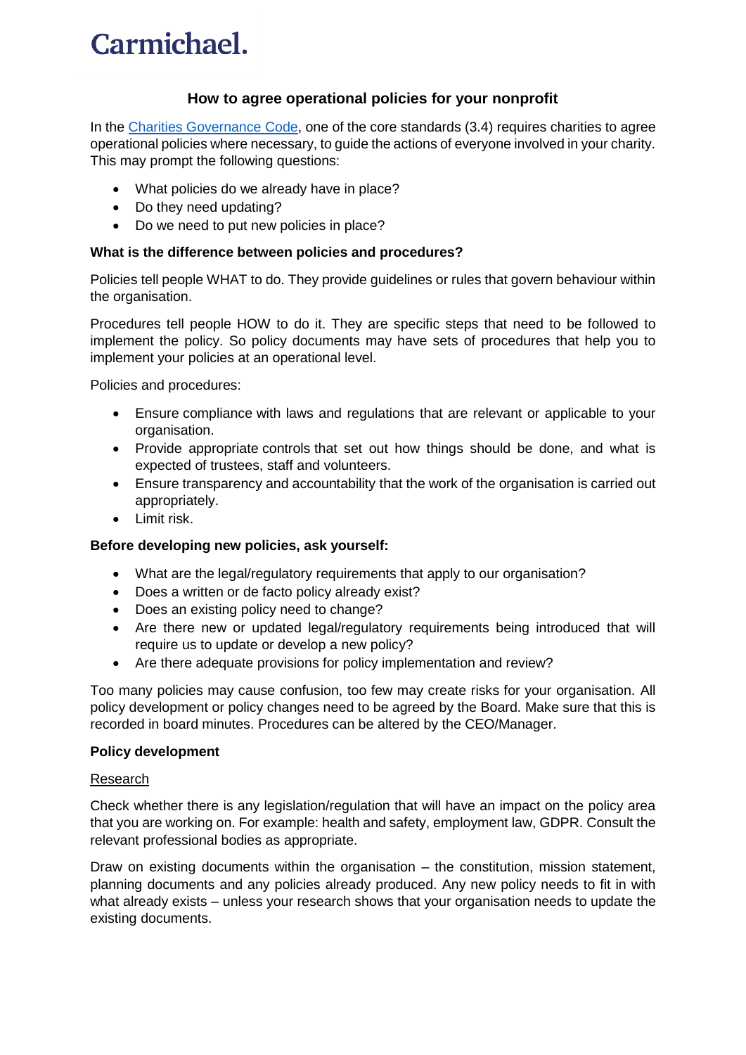Carmichael.

# How to agree operational policies for your nonprofit

In the [Charities Governance Code](), one of the core standards (3.4) requires charities to agree operational policies where necessary, to guide the actions of everyone involved in your charity. This may prompt the following questions:

- What policies do we already have in place?
- Do they need updating?
- Do we need to put new policies in place?

**What is the difference between policies and procedures?**

Policies tell people WHAT to do. They provide guidelines or rules that govern behaviour within the organisation.

Procedures tell people HOW to do it. They are specific steps that need to be followed to implement the policy. So policy documents may have sets of procedures that help you to implement your policies at an operational level.

Policies and procedures:

- Ensure compliance with laws and regulations that are relevant or applicable to your organisation.
- Provide appropriate controls that set out how things should be done, and what is expected of trustees, staff and volunteers.
- Ensure transparency and accountability that the work of the organisation is carried out appropriately.
- Limit risk.

**Before developing new policies, ask yourself:**

- What are the legal/regulatory requirements that apply to our organisation?
- Does a written or de facto policy already exist?
- Does an existing policy need to change?
- Are there new or updated legal/regulatory requirements being introduced that will require us to update or develop a new policy?
- Are there adequate provisions for policy implementation and review?

Too many policies may cause confusion, too few may create risks for your organisation. All policy development or policy changes need to be agreed by the Board. Make sure that this is recorded in board minutes. Procedures can be altered by the CEO/Manager.

**Policy development**

Research

Check whether there is any legislation/regulation that will have an impact on the policy area that you are working on. For example: health and safety, employment law, GDPR. Consult the relevant professional bodies as appropriate.

Draw on existing documents within the organisation – the constitution, mission statement, planning documents and any policies already produced. Any new policy needs to fit in with what already exists – unless your research shows that your organisation needs to update the existing documents.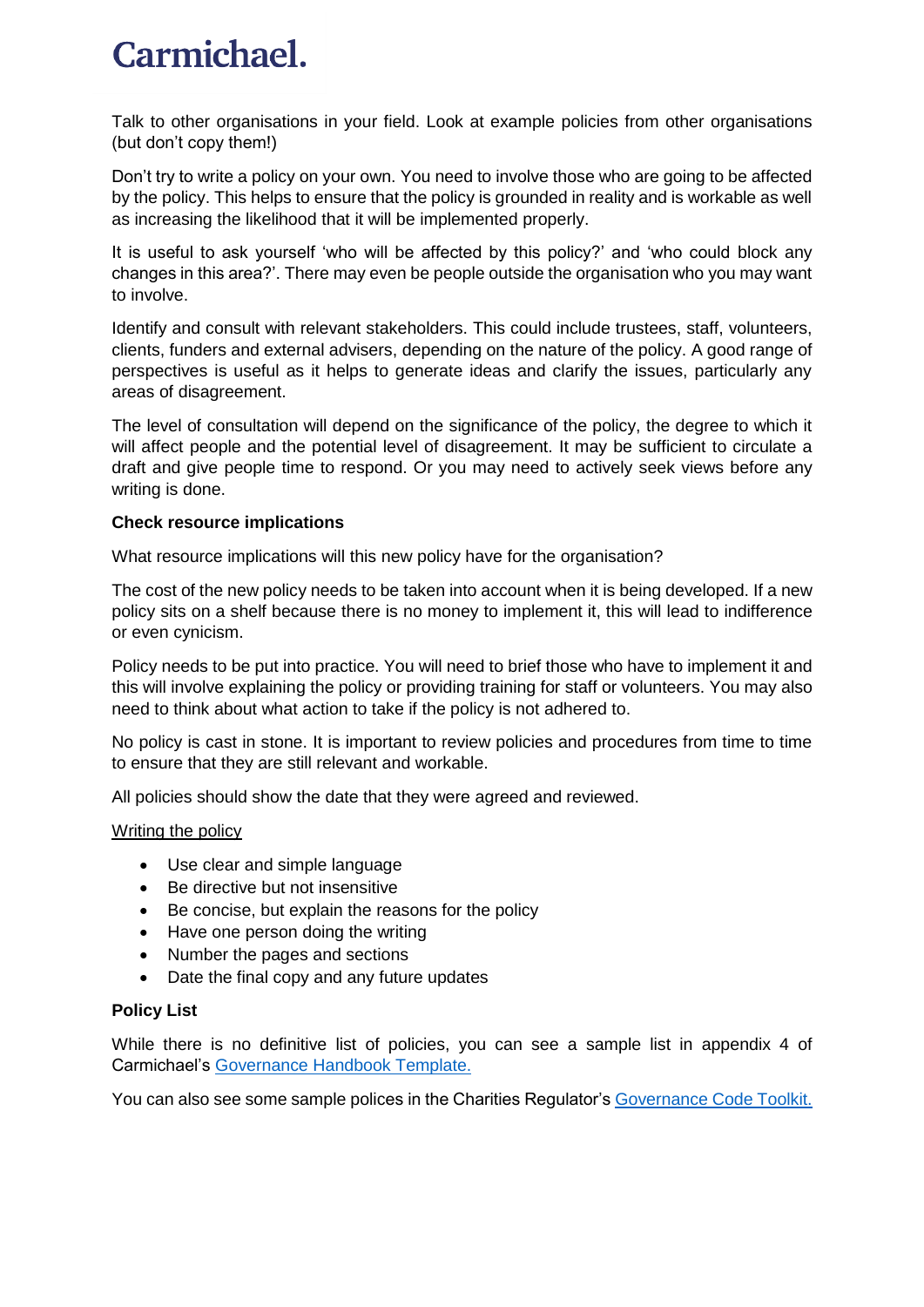Talk to other organisations in your field. Look at example policies from other organisations (but don't copy them!)

Don't try to write a policy on your own. You need to involve those who are going to be affected by the policy. This helps to ensure that the policy is grounded in reality and is workable as well as increasing the likelihood that it will be implemented properly.

It is useful to ask yourself 'who will be affected by this policy?' and 'who could block any changes in this area?'. There may even be people outside the organisation who you may want to involve.

Identify and consult with relevant stakeholders. This could include trustees, staff, volunteers, clients, funders and external advisers, depending on the nature of the policy. A good range of perspectives is useful as it helps to generate ideas and clarify the issues, particularly any areas of disagreement.

The level of consultation will depend on the significance of the policy, the degree to which it will affect people and the potential level of disagreement. It may be sufficient to circulate a draft and give people time to respond. Or you may need to actively seek views before any writing is done.

**Check resource implications**

What resource implications will this new policy have for the organisation?

The cost of the new policy needs to be taken into account when it is being developed. If a new policy sits on a shelf because there is no money to implement it, this will lead to indifference or even cynicism.

Policy needs to be put into practice. You will need to brief those who have to implement it and this will involve explaining the policy or providing training for staff or volunteers. You may also need to think about what action to take if the policy is not adhered to.

No policy is cast in stone. It is important to review policies and procedures from time to time to ensure that they are still relevant and workable.

All policies should show the date that they were agreed and reviewed.

<u>Writing the policy</u>

- Use clear and simple language
- Be directive but not insensitive
- Be concise, but explain the reasons for the policy
- Have one person doing the writing
- Number the pages and sections
- Date the final copy and any future updates

**Policy List**

While there is no definitive list of policies, you can see a sample list in appendix 4 of Carmichael's Governance Handbook Template.

You can also see some sample polices in the Charities Regulator's Governance Code Toolkit.